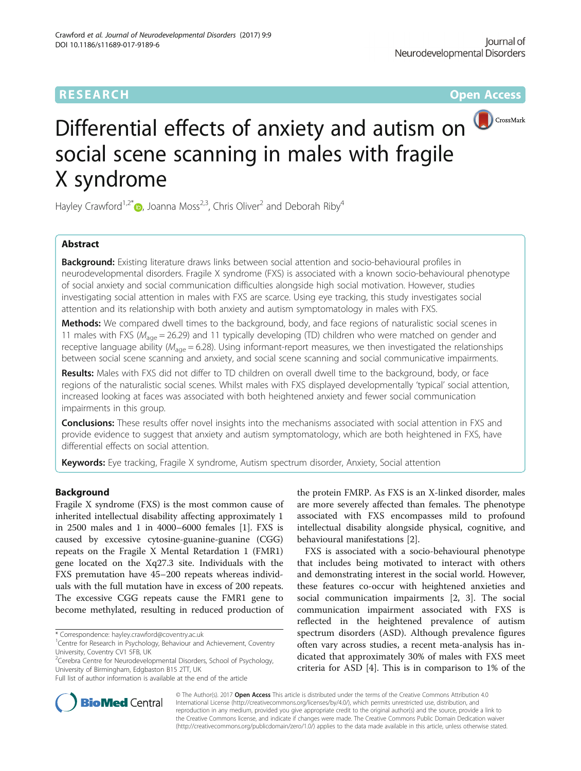RESEARCH | Open Access

# Differential effects of anxiety and autism on social scene scanning in males with fragile X syndrome

Hayley Crawford[1,2*], Joanna Moss[2,3], Chris Oliver[2] and Deborah Riby[4]

## Abstract

**Background:** Existing literature draws links between social attention and socio-behavioural profiles in neurodevelopmental disorders. Fragile X syndrome (FXS) is associated with a known socio-behavioural phenotype of social anxiety and social communication difficulties alongside high social motivation. However, studies investigating social attention in males with FXS are scarce. Using eye tracking, this study investigates social attention and its relationship with both anxiety and autism symptomatology in males with FXS.

**Methods:** We compared dwell times to the background, body, and face regions of naturalistic social scenes in 11 males with FXS ($M_{age} = 26.29$) and 11 typically developing (TD) children who were matched on gender and receptive language ability ($M_{age} = 6.28$). Using informant-report measures, we then investigated the relationships between social scene scanning and anxiety, and social scene scanning and social communicative impairments.

**Results:** Males with FXS did not differ to TD children on overall dwell time to the background, body, or face regions of the naturalistic social scenes. Whilst males with FXS displayed developmentally 'typical' social attention, increased looking at faces was associated with both heightened anxiety and fewer social communication impairments in this group.

**Conclusions:** These results offer novel insights into the mechanisms associated with social attention in FXS and provide evidence to suggest that anxiety and autism symptomatology, which are both heightened in FXS, have differential effects on social attention.

**Keywords:** Eye tracking, Fragile X syndrome, Autism spectrum disorder, Anxiety, Social attention

## Background

Fragile X syndrome (FXS) is the most common cause of inherited intellectual disability affecting approximately 1 in 2500 males and 1 in 4000–6000 females [1]. FXS is caused by excessive cytosine-guanine-guanine (CGG) repeats on the Fragile X Mental Retardation 1 (FMR1) gene located on the Xq27.3 site. Individuals with the FXS premutation have 45–200 repeats whereas individuals with the full mutation have in excess of 200 repeats. The excessive CGG repeats cause the FMR1 gene to become methylated, resulting in reduced production of the protein FMRP. As FXS is an X-linked disorder, males are more severely affected than females. The phenotype associated with FXS encompasses mild to profound intellectual disability alongside physical, cognitive, and behavioural manifestations [2].

FXS is associated with a socio-behavioural phenotype that includes being motivated to interact with others and demonstrating interest in the social world. However, these features co-occur with heightened anxieties and social communication impairments [2, 3]. The social communication impairment associated with FXS is reflected in the heightened prevalence of autism spectrum disorders (ASD). Although prevalence figures often vary across studies, a recent meta-analysis has indicated that approximately 30% of males with FXS meet criteria for ASD [4]. This is in comparison to 1% of the

\* Correspondence: hayley.crawford@coventry.ac.uk
[1]Centre for Research in Psychology, Behaviour and Achievement, Coventry University, Coventry CV1 5FB, UK
[2]Cerebra Centre for Neurodevelopmental Disorders, School of Psychology, University of Birmingham, Edgbaston B15 2TT, UK
Full list of author information is available at the end of the article

© The Author(s). 2017 **Open Access** This article is distributed under the terms of the Creative Commons Attribution 4.0 International License (http://creativecommons.org/licenses/by/4.0/), which permits unrestricted use, distribution, and reproduction in any medium, provided you give appropriate credit to the original author(s) and the source, provide a link to the Creative Commons license, and indicate if changes were made. The Creative Commons Public Domain Dedication waiver (http://creativecommons.org/publicdomain/zero/1.0/) applies to the data made available in this article, unless otherwise stated.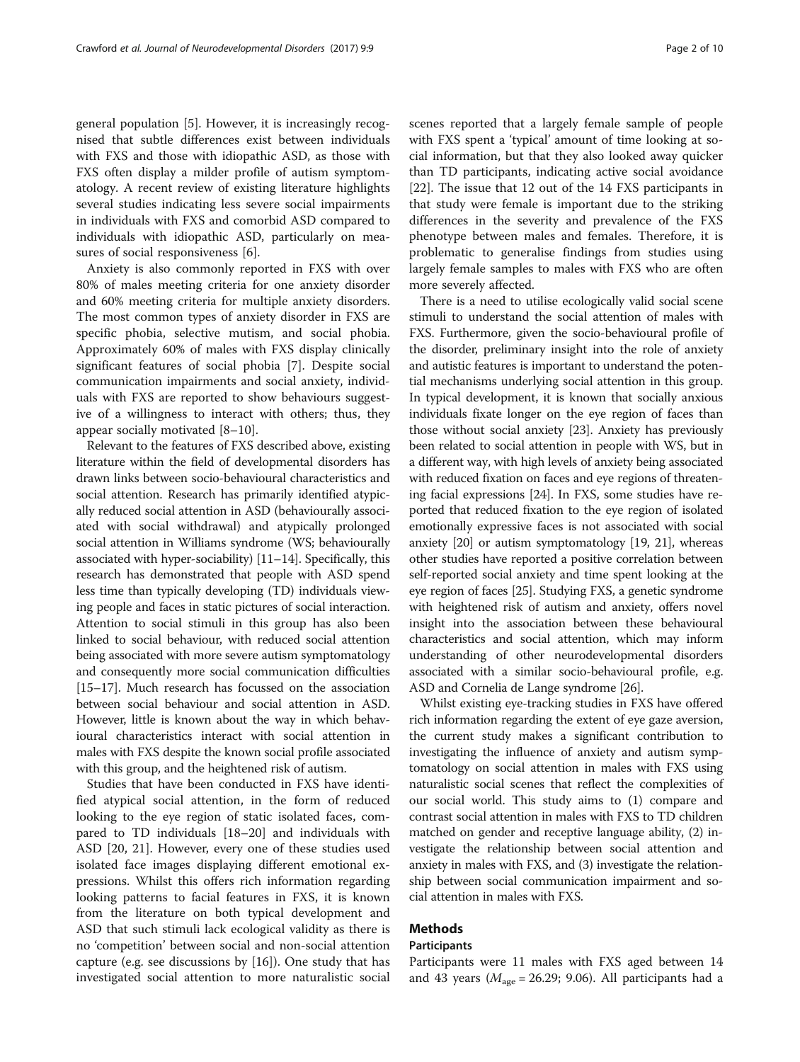general population [5]. However, it is increasingly recognised that subtle differences exist between individuals with FXS and those with idiopathic ASD, as those with FXS often display a milder profile of autism symptomatology. A recent review of existing literature highlights several studies indicating less severe social impairments in individuals with FXS and comorbid ASD compared to individuals with idiopathic ASD, particularly on measures of social responsiveness [6].

Anxiety is also commonly reported in FXS with over 80% of males meeting criteria for one anxiety disorder and 60% meeting criteria for multiple anxiety disorders. The most common types of anxiety disorder in FXS are specific phobia, selective mutism, and social phobia. Approximately 60% of males with FXS display clinically significant features of social phobia [7]. Despite social communication impairments and social anxiety, individuals with FXS are reported to show behaviours suggestive of a willingness to interact with others; thus, they appear socially motivated [8–10].

Relevant to the features of FXS described above, existing literature within the field of developmental disorders has drawn links between socio-behavioural characteristics and social attention. Research has primarily identified atypically reduced social attention in ASD (behaviourally associated with social withdrawal) and atypically prolonged social attention in Williams syndrome (WS; behaviourally associated with hyper-sociability) [11–14]. Specifically, this research has demonstrated that people with ASD spend less time than typically developing (TD) individuals viewing people and faces in static pictures of social interaction. Attention to social stimuli in this group has also been linked to social behaviour, with reduced social attention being associated with more severe autism symptomatology and consequently more social communication difficulties [15–17]. Much research has focussed on the association between social behaviour and social attention in ASD. However, little is known about the way in which behavioural characteristics interact with social attention in males with FXS despite the known social profile associated with this group, and the heightened risk of autism.

Studies that have been conducted in FXS have identified atypical social attention, in the form of reduced looking to the eye region of static isolated faces, compared to TD individuals [18–20] and individuals with ASD [20, 21]. However, every one of these studies used isolated face images displaying different emotional expressions. Whilst this offers rich information regarding looking patterns to facial features in FXS, it is known from the literature on both typical development and ASD that such stimuli lack ecological validity as there is no 'competition' between social and non-social attention capture (e.g. see discussions by [16]). One study that has investigated social attention to more naturalistic social scenes reported that a largely female sample of people with FXS spent a 'typical' amount of time looking at social information, but that they also looked away quicker than TD participants, indicating active social avoidance [22]. The issue that 12 out of the 14 FXS participants in that study were female is important due to the striking differences in the severity and prevalence of the FXS phenotype between males and females. Therefore, it is problematic to generalise findings from studies using largely female samples to males with FXS who are often more severely affected.

There is a need to utilise ecologically valid social scene stimuli to understand the social attention of males with FXS. Furthermore, given the socio-behavioural profile of the disorder, preliminary insight into the role of anxiety and autistic features is important to understand the potential mechanisms underlying social attention in this group. In typical development, it is known that socially anxious individuals fixate longer on the eye region of faces than those without social anxiety [23]. Anxiety has previously been related to social attention in people with WS, but in a different way, with high levels of anxiety being associated with reduced fixation on faces and eye regions of threatening facial expressions [24]. In FXS, some studies have reported that reduced fixation to the eye region of isolated emotionally expressive faces is not associated with social anxiety [20] or autism symptomatology [19, 21], whereas other studies have reported a positive correlation between self-reported social anxiety and time spent looking at the eye region of faces [25]. Studying FXS, a genetic syndrome with heightened risk of autism and anxiety, offers novel insight into the association between these behavioural characteristics and social attention, which may inform understanding of other neurodevelopmental disorders associated with a similar socio-behavioural profile, e.g. ASD and Cornelia de Lange syndrome [26].

Whilst existing eye-tracking studies in FXS have offered rich information regarding the extent of eye gaze aversion, the current study makes a significant contribution to investigating the influence of anxiety and autism symptomatology on social attention in males with FXS using naturalistic social scenes that reflect the complexities of our social world. This study aims to (1) compare and contrast social attention in males with FXS to TD children matched on gender and receptive language ability, (2) investigate the relationship between social attention and anxiety in males with FXS, and (3) investigate the relationship between social communication impairment and social attention in males with FXS.

## Methods

### Participants

Participants were 11 males with FXS aged between 14 and 43 years ($M_{\text{age}} = 26.29$; 9.06). All participants had a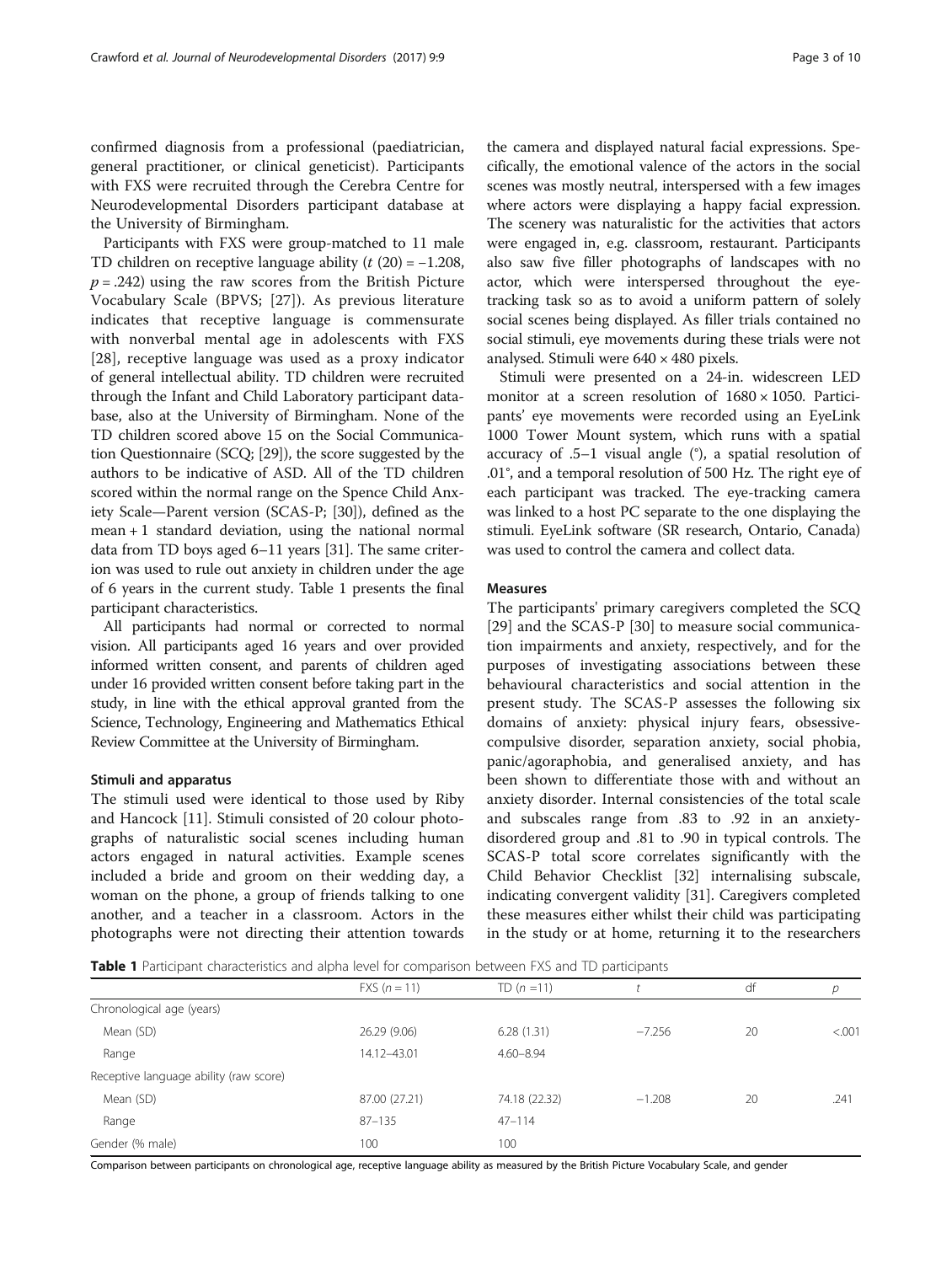confirmed diagnosis from a professional (paediatrician, general practitioner, or clinical geneticist). Participants with FXS were recruited through the Cerebra Centre for Neurodevelopmental Disorders participant database at the University of Birmingham.

Participants with FXS were group-matched to 11 male TD children on receptive language ability ($t$ (20) = −1.208, $p$ = .242) using the raw scores from the British Picture Vocabulary Scale (BPVS; [27]). As previous literature indicates that receptive language is commensurate with nonverbal mental age in adolescents with FXS [28], receptive language was used as a proxy indicator of general intellectual ability. TD children were recruited through the Infant and Child Laboratory participant database, also at the University of Birmingham. None of the TD children scored above 15 on the Social Communication Questionnaire (SCQ; [29]), the score suggested by the authors to be indicative of ASD. All of the TD children scored within the normal range on the Spence Child Anxiety Scale—Parent version (SCAS-P; [30]), defined as the mean + 1 standard deviation, using the national normal data from TD boys aged 6–11 years [31]. The same criterion was used to rule out anxiety in children under the age of 6 years in the current study. Table 1 presents the final participant characteristics.

All participants had normal or corrected to normal vision. All participants aged 16 years and over provided informed written consent, and parents of children aged under 16 provided written consent before taking part in the study, in line with the ethical approval granted from the Science, Technology, Engineering and Mathematics Ethical Review Committee at the University of Birmingham.

### Stimuli and apparatus

The stimuli used were identical to those used by Riby and Hancock [11]. Stimuli consisted of 20 colour photographs of naturalistic social scenes including human actors engaged in natural activities. Example scenes included a bride and groom on their wedding day, a woman on the phone, a group of friends talking to one another, and a teacher in a classroom. Actors in the photographs were not directing their attention towards the camera and displayed natural facial expressions. Specifically, the emotional valence of the actors in the social scenes was mostly neutral, interspersed with a few images where actors were displaying a happy facial expression. The scenery was naturalistic for the activities that actors were engaged in, e.g. classroom, restaurant. Participants also saw five filler photographs of landscapes with no actor, which were interspersed throughout the eye-tracking task so as to avoid a uniform pattern of solely social scenes being displayed. As filler trials contained no social stimuli, eye movements during these trials were not analysed. Stimuli were 640 × 480 pixels.

Stimuli were presented on a 24-in. widescreen LED monitor at a screen resolution of 1680 × 1050. Participants' eye movements were recorded using an EyeLink 1000 Tower Mount system, which runs with a spatial accuracy of .5–1 visual angle (°), a spatial resolution of .01°, and a temporal resolution of 500 Hz. The right eye of each participant was tracked. The eye-tracking camera was linked to a host PC separate to the one displaying the stimuli. EyeLink software (SR research, Ontario, Canada) was used to control the camera and collect data.

### Measures

The participants' primary caregivers completed the SCQ [29] and the SCAS-P [30] to measure social communication impairments and anxiety, respectively, and for the purposes of investigating associations between these behavioural characteristics and social attention in the present study. The SCAS-P assesses the following six domains of anxiety: physical injury fears, obsessive-compulsive disorder, separation anxiety, social phobia, panic/agoraphobia, and generalised anxiety, and has been shown to differentiate those with and without an anxiety disorder. Internal consistencies of the total scale and subscales range from .83 to .92 in an anxiety-disordered group and .81 to .90 in typical controls. The SCAS-P total score correlates significantly with the Child Behavior Checklist [32] internalising subscale, indicating convergent validity [31]. Caregivers completed these measures either whilst their child was participating in the study or at home, returning it to the researchers

**Table 1** Participant characteristics and alpha level for comparison between FXS and TD participants

| | FXS ($n$ = 11) | TD ($n$ =11) | $t$ | df | $p$ |
|---|---|---|---|---|---|
| Chronological age (years) | | | | | |
| Mean (SD) | 26.29 (9.06) | 6.28 (1.31) | −7.256 | 20 | <.001 |
| Range | 14.12–43.01 | 4.60–8.94 | | | |
| Receptive language ability (raw score) | | | | | |
| Mean (SD) | 87.00 (27.21) | 74.18 (22.32) | −1.208 | 20 | .241 |
| Range | 87–135 | 47–114 | | | |
| Gender (% male) | 100 | 100 | | | |

Comparison between participants on chronological age, receptive language ability as measured by the British Picture Vocabulary Scale, and gender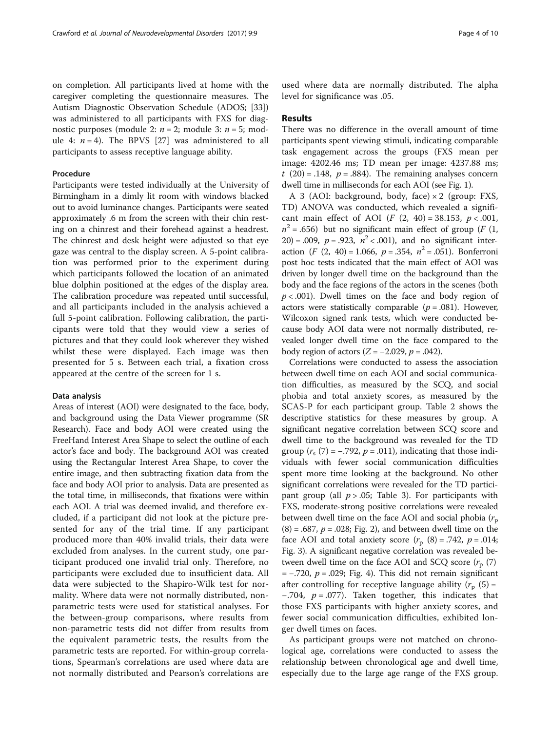on completion. All participants lived at home with the caregiver completing the questionnaire measures. The Autism Diagnostic Observation Schedule (ADOS; [33]) was administered to all participants with FXS for diagnostic purposes (module 2: $n = 2$; module 3: $n = 5$; module 4: $n = 4$). The BPVS [27] was administered to all participants to assess receptive language ability.

### Procedure

Participants were tested individually at the University of Birmingham in a dimly lit room with windows blacked out to avoid luminance changes. Participants were seated approximately .6 m from the screen with their chin resting on a chinrest and their forehead against a headrest. The chinrest and desk height were adjusted so that eye gaze was central to the display screen. A 5-point calibration was performed prior to the experiment during which participants followed the location of an animated blue dolphin positioned at the edges of the display area. The calibration procedure was repeated until successful, and all participants included in the analysis achieved a full 5-point calibration. Following calibration, the participants were told that they would view a series of pictures and that they could look wherever they wished whilst these were displayed. Each image was then presented for 5 s. Between each trial, a fixation cross appeared at the centre of the screen for 1 s.

### Data analysis

Areas of interest (AOI) were designated to the face, body, and background using the Data Viewer programme (SR Research). Face and body AOI were created using the FreeHand Interest Area Shape to select the outline of each actor's face and body. The background AOI was created using the Rectangular Interest Area Shape, to cover the entire image, and then subtracting fixation data from the face and body AOI prior to analysis. Data are presented as the total time, in milliseconds, that fixations were within each AOI. A trial was deemed invalid, and therefore excluded, if a participant did not look at the picture presented for any of the trial time. If any participant produced more than 40% invalid trials, their data were excluded from analyses. In the current study, one participant produced one invalid trial only. Therefore, no participants were excluded due to insufficient data. All data were subjected to the Shapiro-Wilk test for normality. Where data were not normally distributed, non-parametric tests were used for statistical analyses. For the between-group comparisons, where results from non-parametric tests did not differ from results from the equivalent parametric tests, the results from the parametric tests are reported. For within-group correlations, Spearman's correlations are used where data are not normally distributed and Pearson's correlations are used where data are normally distributed. The alpha level for significance was .05.

## Results

There was no difference in the overall amount of time participants spent viewing stimuli, indicating comparable task engagement across the groups (FXS mean per image: 4202.46 ms; TD mean per image: 4237.88 ms; $t\ (20) = .148$, $p = .884$). The remaining analyses concern dwell time in milliseconds for each AOI (see Fig. 1).

A 3 (AOI: background, body, face) × 2 (group: FXS, TD) ANOVA was conducted, which revealed a significant main effect of AOI ($F\ (2,\ 40) = 38.153$, $p < .001$, $n^2 = .656$) but no significant main effect of group ($F\ (1,\ 20) = .009$, $p = .923$, $n^2 < .001$), and no significant interaction ($F\ (2,\ 40) = 1.066$, $p = .354$, $n^2 = .051$). Bonferroni post hoc tests indicated that the main effect of AOI was driven by longer dwell time on the background than the body and the face regions of the actors in the scenes (both $p < .001$). Dwell times on the face and body region of actors were statistically comparable ($p = .081$). However, Wilcoxon signed rank tests, which were conducted because body AOI data were not normally distributed, revealed longer dwell time on the face compared to the body region of actors ($Z = -2.029$, $p = .042$).

Correlations were conducted to assess the association between dwell time on each AOI and social communication difficulties, as measured by the SCQ, and social phobia and total anxiety scores, as measured by the SCAS-P for each participant group. Table 2 shows the descriptive statistics for these measures by group. A significant negative correlation between SCQ score and dwell time to the background was revealed for the TD group ($r_s\ (7) = -.792$, $p = .011$), indicating that those individuals with fewer social communication difficulties spent more time looking at the background. No other significant correlations were revealed for the TD participant group (all $p > .05$; Table 3). For participants with FXS, moderate-strong positive correlations were revealed between dwell time on the face AOI and social phobia ($r_p\ (8) = .687$, $p = .028$; Fig. 2), and between dwell time on the face AOI and total anxiety score ($r_p\ (8) = .742$, $p = .014$; Fig. 3). A significant negative correlation was revealed between dwell time on the face AOI and SCQ score ($r_p\ (7) = -.720$, $p = .029$; Fig. 4). This did not remain significant after controlling for receptive language ability ($r_p\ (5) = -.704$, $p = .077$). Taken together, this indicates that those FXS participants with higher anxiety scores, and fewer social communication difficulties, exhibited longer dwell times on faces.

As participant groups were not matched on chronological age, correlations were conducted to assess the relationship between chronological age and dwell time, especially due to the large age range of the FXS group.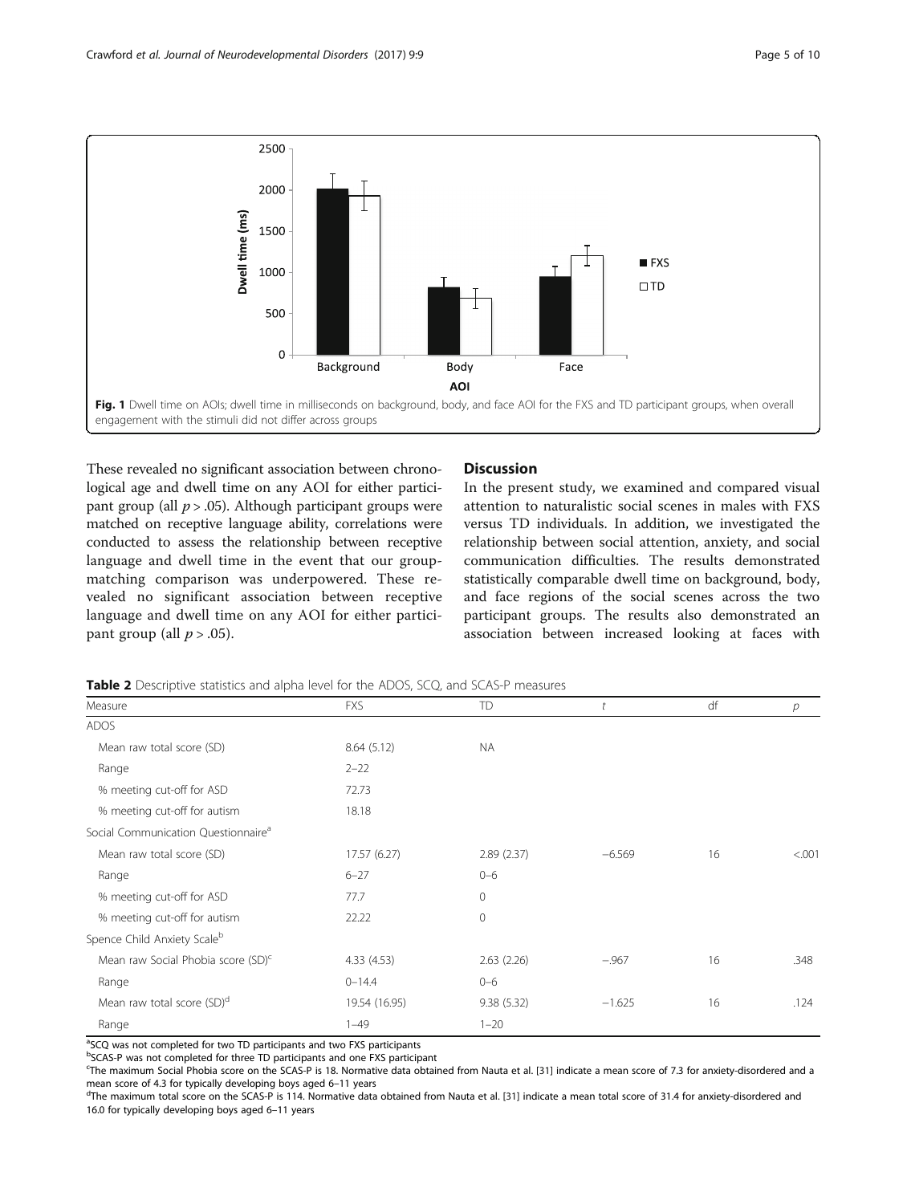2500
2000
1500
1000
500
0
Dwell time (ms)
Background
Body
Face
AOI
■ FXS
□ TD

**Fig. 1** Dwell time on AOIs; dwell time in milliseconds on background, body, and face AOI for the FXS and TD participant groups, when overall engagement with the stimuli did not differ across groups

These revealed no significant association between chronological age and dwell time on any AOI for either participant group (all $p > .05$). Although participant groups were matched on receptive language ability, correlations were conducted to assess the relationship between receptive language and dwell time in the event that our group-matching comparison was underpowered. These revealed no significant association between receptive language and dwell time on any AOI for either participant group (all $p > .05$).

## Discussion

In the present study, we examined and compared visual attention to naturalistic social scenes in males with FXS versus TD individuals. In addition, we investigated the relationship between social attention, anxiety, and social communication difficulties. The results demonstrated statistically comparable dwell time on background, body, and face regions of the social scenes across the two participant groups. The results also demonstrated an association between increased looking at faces with

**Table 2** Descriptive statistics and alpha level for the ADOS, SCQ, and SCAS-P measures

| Measure | FXS | TD | *t* | df | *p* |
|---|---|---|---|---|---|
| ADOS | | | | | |
| Mean raw total score (SD) | 8.64 (5.12) | NA | | | |
| Range | 2–22 | | | | |
| % meeting cut-off for ASD | 72.73 | | | | |
| % meeting cut-off for autism | 18.18 | | | | |
| Social Communication Questionnaire[a] | | | | | |
| Mean raw total score (SD) | 17.57 (6.27) | 2.89 (2.37) | −6.569 | 16 | <.001 |
| Range | 6–27 | 0–6 | | | |
| % meeting cut-off for ASD | 77.7 | 0 | | | |
| % meeting cut-off for autism | 22.22 | 0 | | | |
| Spence Child Anxiety Scale[b] | | | | | |
| Mean raw Social Phobia score (SD)[c] | 4.33 (4.53) | 2.63 (2.26) | −.967 | 16 | .348 |
| Range | 0–14.4 | 0–6 | | | |
| Mean raw total score (SD)[d] | 19.54 (16.95) | 9.38 (5.32) | −1.625 | 16 | .124 |
| Range | 1–49 | 1–20 | | | |

[a]SCQ was not completed for two TD participants and two FXS participants
[b]SCAS-P was not completed for three TD participants and one FXS participant
[c]The maximum Social Phobia score on the SCAS-P is 18. Normative data obtained from Nauta et al. [31] indicate a mean score of 7.3 for anxiety-disordered and a mean score of 4.3 for typically developing boys aged 6–11 years
[d]The maximum total score on the SCAS-P is 114. Normative data obtained from Nauta et al. [31] indicate a mean total score of 31.4 for anxiety-disordered and 16.0 for typically developing boys aged 6–11 years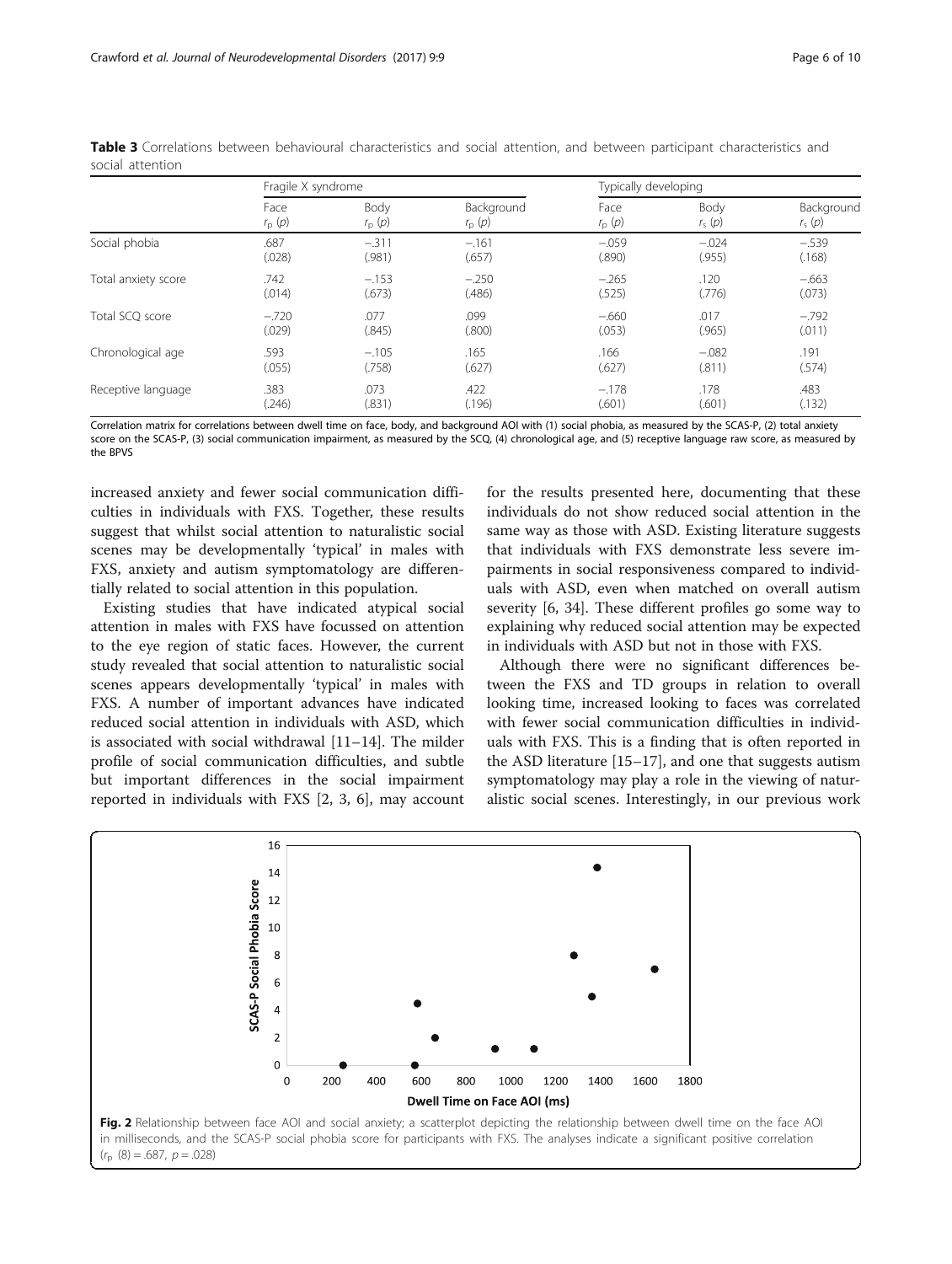**Table 3** Correlations between behavioural characteristics and social attention, and between participant characteristics and social attention

| | Fragile X syndrome | | | Typically developing | | |
|---|---|---|---|---|---|---|
| | Face $r_p$ ($p$) | Body $r_p$ ($p$) | Background $r_p$ ($p$) | Face $r_p$ ($p$) | Body $r_s$ ($p$) | Background $r_s$ ($p$) |
| Social phobia | .687 (.028) | −.311 (.981) | −.161 (.657) | −.059 (.890) | −.024 (.955) | −.539 (.168) |
| Total anxiety score | .742 (.014) | −.153 (.673) | −.250 (.486) | −.265 (.525) | .120 (.776) | −.663 (.073) |
| Total SCQ score | −.720 (.029) | .077 (.845) | .099 (.800) | −.660 (.053) | .017 (.965) | −.792 (.011) |
| Chronological age | .593 (.055) | −.105 (.758) | .165 (.627) | .166 (.627) | −.082 (.811) | .191 (.574) |
| Receptive language | .383 (.246) | .073 (.831) | .422 (.196) | −.178 (.601) | .178 (.601) | .483 (.132) |

Correlation matrix for correlations between dwell time on face, body, and background AOI with (1) social phobia, as measured by the SCAS-P, (2) total anxiety score on the SCAS-P, (3) social communication impairment, as measured by the SCQ, (4) chronological age, and (5) receptive language raw score, as measured by the BPVS

increased anxiety and fewer social communication difficulties in individuals with FXS. Together, these results suggest that whilst social attention to naturalistic social scenes may be developmentally 'typical' in males with FXS, anxiety and autism symptomatology are differentially related to social attention in this population.

Existing studies that have indicated atypical social attention in males with FXS have focussed on attention to the eye region of static faces. However, the current study revealed that social attention to naturalistic social scenes appears developmentally 'typical' in males with FXS. A number of important advances have indicated reduced social attention in individuals with ASD, which is associated with social withdrawal [11–14]. The milder profile of social communication difficulties, and subtle but important differences in the social impairment reported in individuals with FXS [2, 3, 6], may account for the results presented here, documenting that these individuals do not show reduced social attention in the same way as those with ASD. Existing literature suggests that individuals with FXS demonstrate less severe impairments in social responsiveness compared to individuals with ASD, even when matched on overall autism severity [6, 34]. These different profiles go some way to explaining why reduced social attention may be expected in individuals with ASD but not in those with FXS.

Although there were no significant differences between the FXS and TD groups in relation to overall looking time, increased looking to faces was correlated with fewer social communication difficulties in individuals with FXS. This is a finding that is often reported in the ASD literature [15–17], and one that suggests autism symptomatology may play a role in the viewing of naturalistic social scenes. Interestingly, in our previous work

SCAS-P Social Phobia Score
0
2
4
6
8
10
12
14
16
Dwell Time on Face AOI (ms)
0
200
400
600
800
1000
1200
1400
1600
1800

**Fig. 2** Relationship between face AOI and social anxiety; a scatterplot depicting the relationship between dwell time on the face AOI in milliseconds, and the SCAS-P social phobia score for participants with FXS. The analyses indicate a significant positive correlation ($r_p$ (8) = .687, $p$ = .028)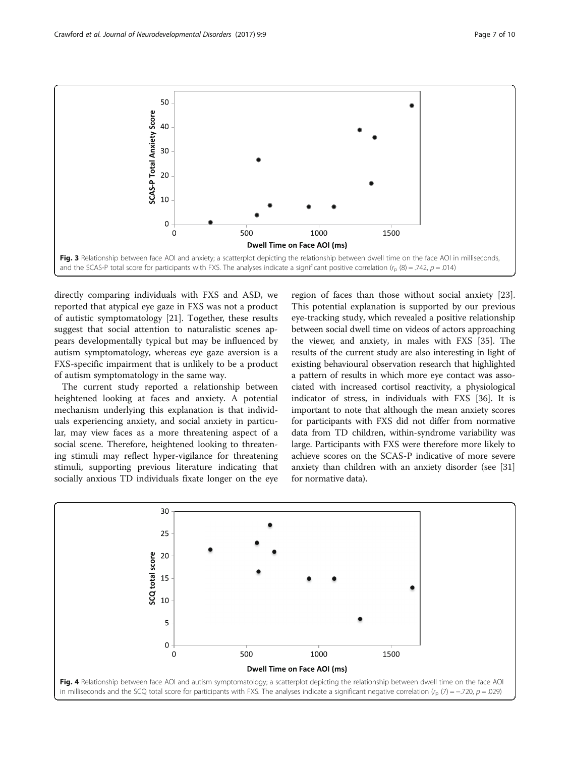50

40

30

20

10

0

SCAS-P Total Anxiety Score

0 500 1000 1500

Dwell Time on Face AOI (ms)

**Fig. 3** Relationship between face AOI and anxiety; a scatterplot depicting the relationship between dwell time on the face AOI in milliseconds, and the SCAS-P total score for participants with FXS. The analyses indicate a significant positive correlation ($r_p$ (8) = .742, $p$ = .014)

directly comparing individuals with FXS and ASD, we reported that atypical eye gaze in FXS was not a product of autistic symptomatology [21]. Together, these results suggest that social attention to naturalistic scenes appears developmentally typical but may be influenced by autism symptomatology, whereas eye gaze aversion is a FXS-specific impairment that is unlikely to be a product of autism symptomatology in the same way.

The current study reported a relationship between heightened looking at faces and anxiety. A potential mechanism underlying this explanation is that individuals experiencing anxiety, and social anxiety in particular, may view faces as a more threatening aspect of a social scene. Therefore, heightened looking to threatening stimuli may reflect hyper-vigilance for threatening stimuli, supporting previous literature indicating that socially anxious TD individuals fixate longer on the eye region of faces than those without social anxiety [23]. This potential explanation is supported by our previous eye-tracking study, which revealed a positive relationship between social dwell time on videos of actors approaching the viewer, and anxiety, in males with FXS [35]. The results of the current study are also interesting in light of existing behavioural observation research that highlighted a pattern of results in which more eye contact was associated with increased cortisol reactivity, a physiological indicator of stress, in individuals with FXS [36]. It is important to note that although the mean anxiety scores for participants with FXS did not differ from normative data from TD children, within-syndrome variability was large. Participants with FXS were therefore more likely to achieve scores on the SCAS-P indicative of more severe anxiety than children with an anxiety disorder (see [31] for normative data).

30

25

20

15

10

5

0

SCQ total score

0 500 1000 1500

Dwell Time on Face AOI (ms)

**Fig. 4** Relationship between face AOI and autism symptomatology; a scatterplot depicting the relationship between dwell time on the face AOI in milliseconds and the SCQ total score for participants with FXS. The analyses indicate a significant negative correlation ($r_p$ (7) = −.720, $p$ = .029)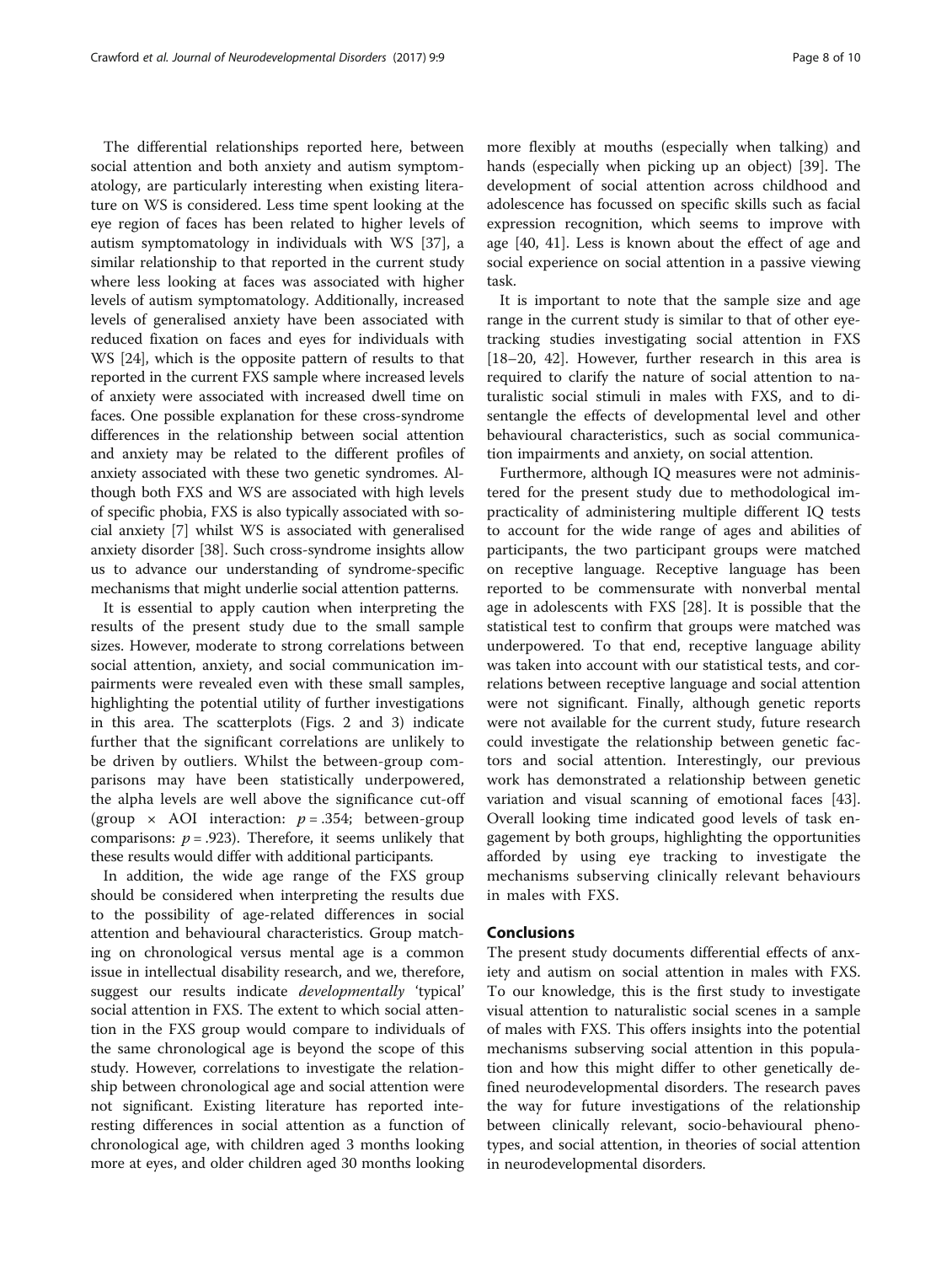The differential relationships reported here, between social attention and both anxiety and autism symptomatology, are particularly interesting when existing literature on WS is considered. Less time spent looking at the eye region of faces has been related to higher levels of autism symptomatology in individuals with WS [37], a similar relationship to that reported in the current study where less looking at faces was associated with higher levels of autism symptomatology. Additionally, increased levels of generalised anxiety have been associated with reduced fixation on faces and eyes for individuals with WS [24], which is the opposite pattern of results to that reported in the current FXS sample where increased levels of anxiety were associated with increased dwell time on faces. One possible explanation for these cross-syndrome differences in the relationship between social attention and anxiety may be related to the different profiles of anxiety associated with these two genetic syndromes. Although both FXS and WS are associated with high levels of specific phobia, FXS is also typically associated with social anxiety [7] whilst WS is associated with generalised anxiety disorder [38]. Such cross-syndrome insights allow us to advance our understanding of syndrome-specific mechanisms that might underlie social attention patterns.

It is essential to apply caution when interpreting the results of the present study due to the small sample sizes. However, moderate to strong correlations between social attention, anxiety, and social communication impairments were revealed even with these small samples, highlighting the potential utility of further investigations in this area. The scatterplots (Figs. 2 and 3) indicate further that the significant correlations are unlikely to be driven by outliers. Whilst the between-group comparisons may have been statistically underpowered, the alpha levels are well above the significance cut-off (group × AOI interaction: $p = .354$; between-group comparisons: $p = .923$). Therefore, it seems unlikely that these results would differ with additional participants.

In addition, the wide age range of the FXS group should be considered when interpreting the results due to the possibility of age-related differences in social attention and behavioural characteristics. Group matching on chronological versus mental age is a common issue in intellectual disability research, and we, therefore, suggest our results indicate *developmentally* 'typical' social attention in FXS. The extent to which social attention in the FXS group would compare to individuals of the same chronological age is beyond the scope of this study. However, correlations to investigate the relationship between chronological age and social attention were not significant. Existing literature has reported interesting differences in social attention as a function of chronological age, with children aged 3 months looking more at eyes, and older children aged 30 months looking more flexibly at mouths (especially when talking) and hands (especially when picking up an object) [39]. The development of social attention across childhood and adolescence has focussed on specific skills such as facial expression recognition, which seems to improve with age [40, 41]. Less is known about the effect of age and social experience on social attention in a passive viewing task.

It is important to note that the sample size and age range in the current study is similar to that of other eye-tracking studies investigating social attention in FXS [18–20, 42]. However, further research in this area is required to clarify the nature of social attention to naturalistic social stimuli in males with FXS, and to disentangle the effects of developmental level and other behavioural characteristics, such as social communication impairments and anxiety, on social attention.

Furthermore, although IQ measures were not administered for the present study due to methodological impracticality of administering multiple different IQ tests to account for the wide range of ages and abilities of participants, the two participant groups were matched on receptive language. Receptive language has been reported to be commensurate with nonverbal mental age in adolescents with FXS [28]. It is possible that the statistical test to confirm that groups were matched was underpowered. To that end, receptive language ability was taken into account with our statistical tests, and correlations between receptive language and social attention were not significant. Finally, although genetic reports were not available for the current study, future research could investigate the relationship between genetic factors and social attention. Interestingly, our previous work has demonstrated a relationship between genetic variation and visual scanning of emotional faces [43]. Overall looking time indicated good levels of task engagement by both groups, highlighting the opportunities afforded by using eye tracking to investigate the mechanisms subserving clinically relevant behaviours in males with FXS.

## Conclusions

The present study documents differential effects of anxiety and autism on social attention in males with FXS. To our knowledge, this is the first study to investigate visual attention to naturalistic social scenes in a sample of males with FXS. This offers insights into the potential mechanisms subserving social attention in this population and how this might differ to other genetically defined neurodevelopmental disorders. The research paves the way for future investigations of the relationship between clinically relevant, socio-behavioural phenotypes, and social attention, in theories of social attention in neurodevelopmental disorders.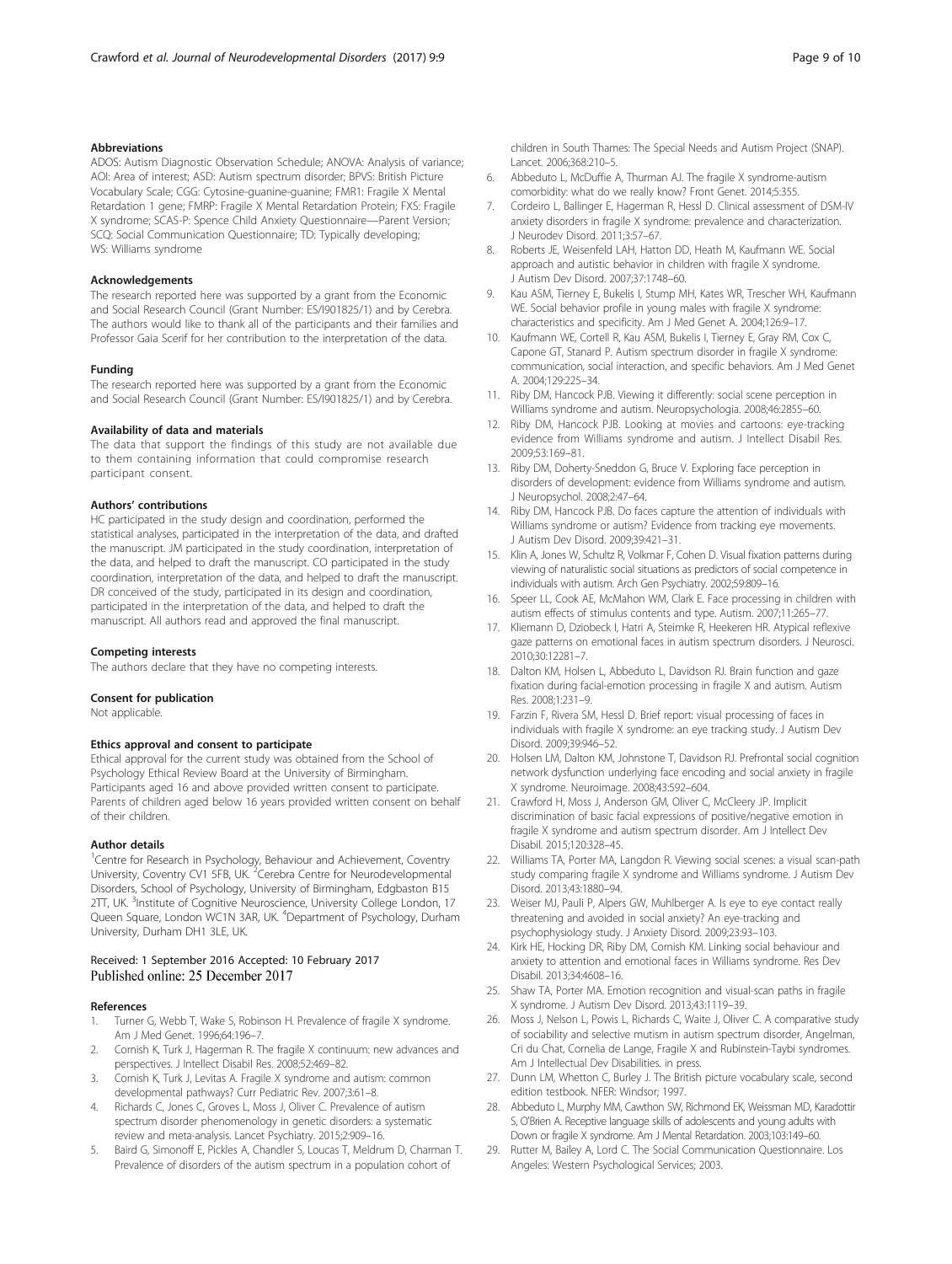### Abbreviations

ADOS: Autism Diagnostic Observation Schedule; ANOVA: Analysis of variance; AOI: Area of interest; ASD: Autism spectrum disorder; BPVS: British Picture Vocabulary Scale; CGG: Cytosine-guanine-guanine; FMR1: Fragile X Mental Retardation 1 gene; FMRP: Fragile X Mental Retardation Protein; FXS: Fragile X syndrome; SCAS-P: Spence Child Anxiety Questionnaire—Parent Version; SCQ: Social Communication Questionnaire; TD: Typically developing; WS: Williams syndrome

### Acknowledgements

The research reported here was supported by a grant from the Economic and Social Research Council (Grant Number: ES/I901825/1) and by Cerebra. The authors would like to thank all of the participants and their families and Professor Gaia Scerif for her contribution to the interpretation of the data.

### Funding

The research reported here was supported by a grant from the Economic and Social Research Council (Grant Number: ES/I901825/1) and by Cerebra.

### Availability of data and materials

The data that support the findings of this study are not available due to them containing information that could compromise research participant consent.

### Authors' contributions

HC participated in the study design and coordination, performed the statistical analyses, participated in the interpretation of the data, and drafted the manuscript. JM participated in the study coordination, interpretation of the data, and helped to draft the manuscript. CO participated in the study coordination, interpretation of the data, and helped to draft the manuscript. DR conceived of the study, participated in its design and coordination, participated in the interpretation of the data, and helped to draft the manuscript. All authors read and approved the final manuscript.

### Competing interests

The authors declare that they have no competing interests.

### Consent for publication

Not applicable.

### Ethics approval and consent to participate

Ethical approval for the current study was obtained from the School of Psychology Ethical Review Board at the University of Birmingham. Participants aged 16 and above provided written consent to participate. Parents of children aged below 16 years provided written consent on behalf of their children.

### Author details

[1]Centre for Research in Psychology, Behaviour and Achievement, Coventry University, Coventry CV1 5FB, UK. [2]Cerebra Centre for Neurodevelopmental Disorders, School of Psychology, University of Birmingham, Edgbaston B15 2TT, UK. [3]Institute of Cognitive Neuroscience, University College London, 17 Queen Square, London WC1N 3AR, UK. [4]Department of Psychology, Durham University, Durham DH1 3LE, UK.

Received: 1 September 2016 Accepted: 10 February 2017
Published online: 25 December 2017

### References

1. Turner G, Webb T, Wake S, Robinson H. Prevalence of fragile X syndrome. Am J Med Genet. 1996;64:196–7.
2. Cornish K, Turk J, Hagerman R. The fragile X continuum: new advances and perspectives. J Intellect Disabil Res. 2008;52:469–82.
3. Cornish K, Turk J, Levitas A. Fragile X syndrome and autism: common developmental pathways? Curr Pediatric Rev. 2007;3:61–8.
4. Richards C, Jones C, Groves L, Moss J, Oliver C. Prevalence of autism spectrum disorder phenomenology in genetic disorders: a systematic review and meta-analysis. Lancet Psychiatry. 2015;2:909–16.
5. Baird G, Simonoff E, Pickles A, Chandler S, Loucas T, Meldrum D, Charman T. Prevalence of disorders of the autism spectrum in a population cohort of children in South Thames: The Special Needs and Autism Project (SNAP). Lancet. 2006;368:210–5.
6. Abbeduto L, McDuffie A, Thurman AJ. The fragile X syndrome-autism comorbidity: what do we really know? Front Genet. 2014;5:355.
7. Cordeiro L, Ballinger E, Hagerman R, Hessl D. Clinical assessment of DSM-IV anxiety disorders in fragile X syndrome: prevalence and characterization. J Neurodev Disord. 2011;3:57–67.
8. Roberts JE, Weisenfeld LAH, Hatton DD, Heath M, Kaufmann WE. Social approach and autistic behavior in children with fragile X syndrome. J Autism Dev Disord. 2007;37:1748–60.
9. Kau ASM, Tierney E, Bukelis I, Stump MH, Kates WR, Trescher WH, Kaufmann WE. Social behavior profile in young males with fragile X syndrome: characteristics and specificity. Am J Med Genet A. 2004;126:9–17.
10. Kaufmann WE, Cortell R, Kau ASM, Bukelis I, Tierney E, Gray RM, Cox C, Capone GT, Stanard P. Autism spectrum disorder in fragile X syndrome: communication, social interaction, and specific behaviors. Am J Med Genet A. 2004;129:225–34.
11. Riby DM, Hancock PJB. Viewing it differently: social scene perception in Williams syndrome and autism. Neuropsychologia. 2008;46:2855–60.
12. Riby DM, Hancock PJB. Looking at movies and cartoons: eye-tracking evidence from Williams syndrome and autism. J Intellect Disabil Res. 2009;53:169–81.
13. Riby DM, Doherty-Sneddon G, Bruce V. Exploring face perception in disorders of development: evidence from Williams syndrome and autism. J Neuropsychol. 2008;2:47–64.
14. Riby DM, Hancock PJB. Do faces capture the attention of individuals with Williams syndrome or autism? Evidence from tracking eye movements. J Autism Dev Disord. 2009;39:421–31.
15. Klin A, Jones W, Schultz R, Volkmar F, Cohen D. Visual fixation patterns during viewing of naturalistic social situations as predictors of social competence in individuals with autism. Arch Gen Psychiatry. 2002;59:809–16.
16. Speer LL, Cook AE, McMahon WM, Clark E. Face processing in children with autism effects of stimulus contents and type. Autism. 2007;11:265–77.
17. Kliemann D, Dziobeck I, Hatri A, Steimke R, Heekeren HR. Atypical reflexive gaze patterns on emotional faces in autism spectrum disorders. J Neurosci. 2010;30:12281–7.
18. Dalton KM, Holsen L, Abbeduto L, Davidson RJ. Brain function and gaze fixation during facial-emotion processing in fragile X and autism. Autism Res. 2008;1:231–9.
19. Farzin F, Rivera SM, Hessl D. Brief report: visual processing of faces in individuals with fragile X syndrome: an eye tracking study. J Autism Dev Disord. 2009;39:946–52.
20. Holsen LM, Dalton KM, Johnstone T, Davidson RJ. Prefrontal social cognition network dysfunction underlying face encoding and social anxiety in fragile X syndrome. Neuroimage. 2008;43:592–604.
21. Crawford H, Moss J, Anderson GM, Oliver C, McCleery JP. Implicit discrimination of basic facial expressions of positive/negative emotion in fragile X syndrome and autism spectrum disorder. Am J Intellect Dev Disabil. 2015;120:328–45.
22. Williams TA, Porter MA, Langdon R. Viewing social scenes: a visual scan-path study comparing fragile X syndrome and Williams syndrome. J Autism Dev Disord. 2013;43:1880–94.
23. Weiser MJ, Pauli P, Alpers GW, Muhlberger A. Is eye to eye contact really threatening and avoided in social anxiety? An eye-tracking and psychophysiology study. J Anxiety Disord. 2009;23:93–103.
24. Kirk HE, Hocking DR, Riby DM, Cornish KM. Linking social behaviour and anxiety to attention and emotional faces in Williams syndrome. Res Dev Disabil. 2013;34:4608–16.
25. Shaw TA, Porter MA. Emotion recognition and visual-scan paths in fragile X syndrome. J Autism Dev Disord. 2013;43:1119–39.
26. Moss J, Nelson L, Powis L, Richards C, Waite J, Oliver C. A comparative study of sociability and selective mutism in autism spectrum disorder, Angelman, Cri du Chat, Cornelia de Lange, Fragile X and Rubinstein-Taybi syndromes. Am J Intellectual Dev Disabilities. in press.
27. Dunn LM, Whetton C, Burley J. The British picture vocabulary scale, second edition testbook. NFER: Windsor; 1997.
28. Abbeduto L, Murphy MM, Cawthon SW, Richmond EK, Weissman MD, Karadottir S, O'Brien A. Receptive language skills of adolescents and young adults with Down or fragile X syndrome. Am J Mental Retardation. 2003;103:149–60.
29. Rutter M, Bailey A, Lord C. The Social Communication Questionnaire. Los Angeles: Western Psychological Services; 2003.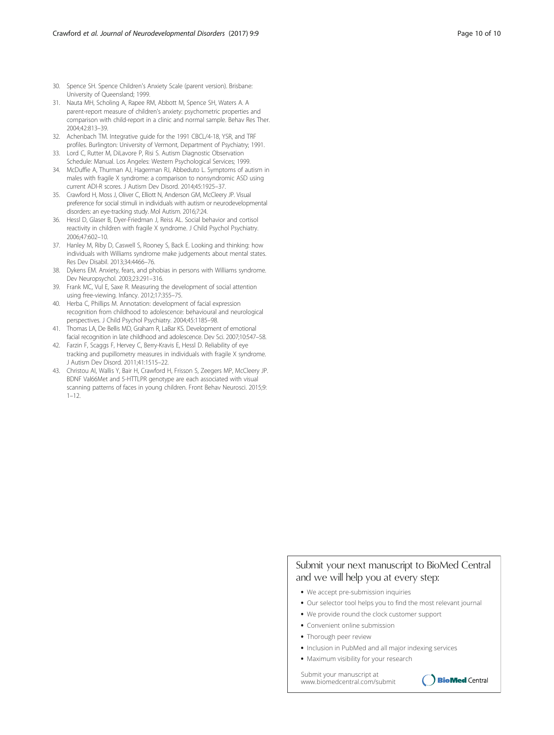30. Spence SH. Spence Children's Anxiety Scale (parent version). Brisbane: University of Queensland; 1999.
31. Nauta MH, Scholing A, Rapee RM, Abbott M, Spence SH, Waters A. A parent-report measure of children's anxiety: psychometric properties and comparison with child-report in a clinic and normal sample. Behav Res Ther. 2004;42:813–39.
32. Achenbach TM. Integrative guide for the 1991 CBCL/4-18, YSR, and TRF profiles. Burlington: University of Vermont, Department of Psychiatry; 1991.
33. Lord C, Rutter M, DiLavore P, Risi S. Autism Diagnostic Observation Schedule: Manual. Los Angeles: Western Psychological Services; 1999.
34. McDuffie A, Thurman AJ, Hagerman RJ, Abbeduto L. Symptoms of autism in males with fragile X syndrome: a comparison to nonsyndromic ASD using current ADI-R scores. J Autism Dev Disord. 2014;45:1925–37.
35. Crawford H, Moss J, Oliver C, Elliott N, Anderson GM, McCleery JP. Visual preference for social stimuli in individuals with autism or neurodevelopmental disorders: an eye-tracking study. Mol Autism. 2016;7:24.
36. Hessl D, Glaser B, Dyer-Friedman J, Reiss AL. Social behavior and cortisol reactivity in children with fragile X syndrome. J Child Psychol Psychiatry. 2006;47:602–10.
37. Hanley M, Riby D, Caswell S, Rooney S, Back E. Looking and thinking: how individuals with Williams syndrome make judgements about mental states. Res Dev Disabil. 2013;34:4466–76.
38. Dykens EM. Anxiety, fears, and phobias in persons with Williams syndrome. Dev Neuropsychol. 2003;23:291–316.
39. Frank MC, Vul E, Saxe R. Measuring the development of social attention using free-viewing. Infancy. 2012;17:355–75.
40. Herba C, Phillips M. Annotation: development of facial expression recognition from childhood to adolescence: behavioural and neurological perspectives. J Child Psychol Psychiatry. 2004;45:1185–98.
41. Thomas LA, De Bellis MD, Graham R, LaBar KS. Development of emotional facial recognition in late childhood and adolescence. Dev Sci. 2007;10:547–58.
42. Farzin F, Scaggs F, Hervey C, Berry-Kravis E, Hessl D. Reliability of eye tracking and pupillometry measures in individuals with fragile X syndrome. J Autism Dev Disord. 2011;41:1515–22.
43. Christou AI, Wallis Y, Bair H, Crawford H, Frisson S, Zeegers MP, McCleery JP. BDNF Val66Met and 5-HTTLPR genotype are each associated with visual scanning patterns of faces in young children. Front Behav Neurosci. 2015;9:1–12.

Submit your next manuscript to BioMed Central and we will help you at every step:

- We accept pre-submission inquiries
- Our selector tool helps you to find the most relevant journal
- We provide round the clock customer support
- Convenient online submission
- Thorough peer review
- Inclusion in PubMed and all major indexing services
- Maximum visibility for your research

Submit your manuscript at www.biomedcentral.com/submit

BioMed Central